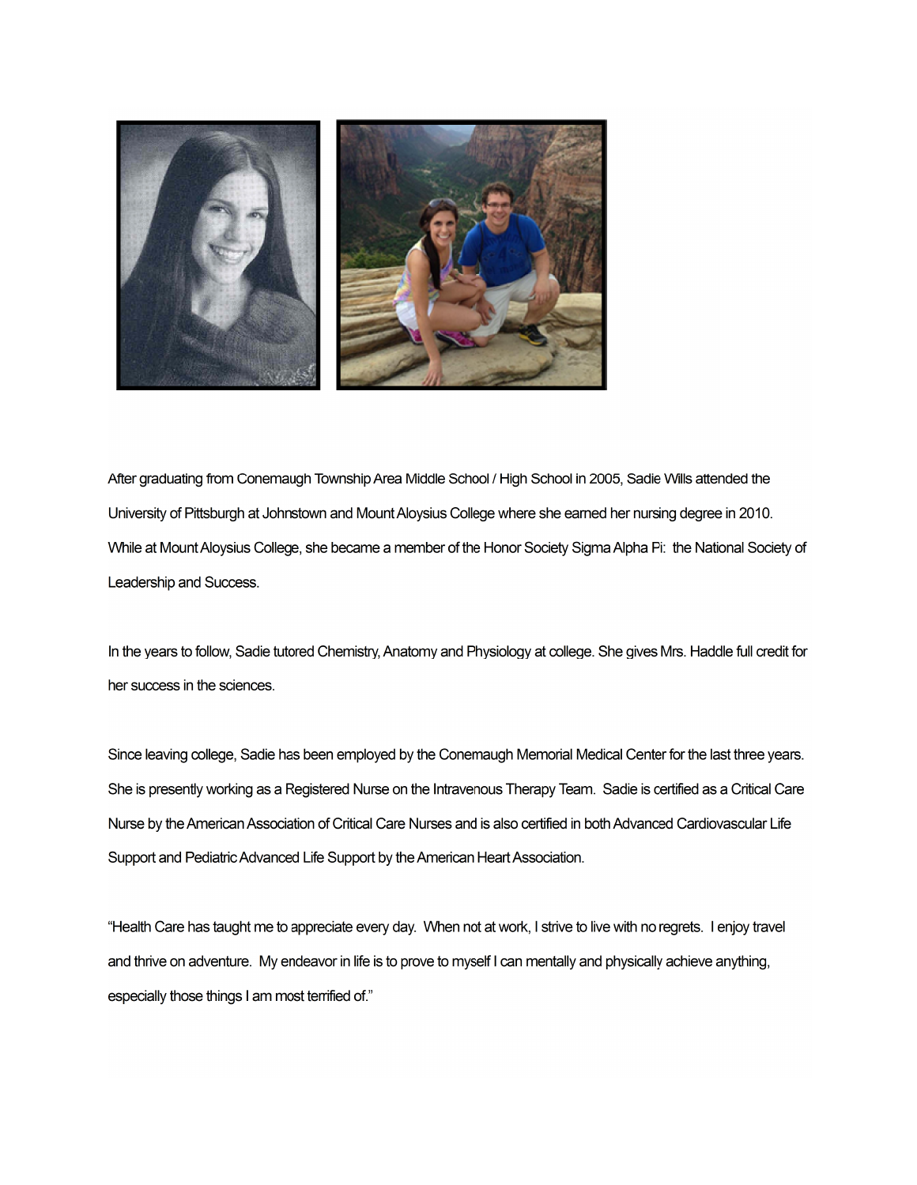After graduating from Conemaugh Township Area Middle School / High School in 2005, Sadie Wills attended the University of Pittsburgh at Johnstown and Mount Aloysius College where she earned her nursing degree in 2010. While at Mount Aloysius College, she became a member of the Honor Society Sigma Alpha Pi: the National Society of Leadership and Success.

In the years to follow, Sadie tutored Chemistry, Anatomy and Physiology at college. She gives Mrs. Haddle full credit for her success in the sciences.

Since leaving college, Sadie has been employed by the Conemaugh Memorial Medical Center for the last three years. She is presently working as a Registered Nurse on the Intravenous Therapy Team. Sadie is certified as a Critical Care Nurse by the American Association of Critical Care Nurses and is also certified in both Advanced Cardiovascular Life Support and Pediatric Advanced Life Support by the American Heart Association.

"Health Care has taught me to appreciate every day. When not at work, I strive to live with no regrets. I enjoy travel and thrive on adventure. My endeavor in life is to prove to myself I can mentally and physically achieve anything, especially those things I am most terrified of."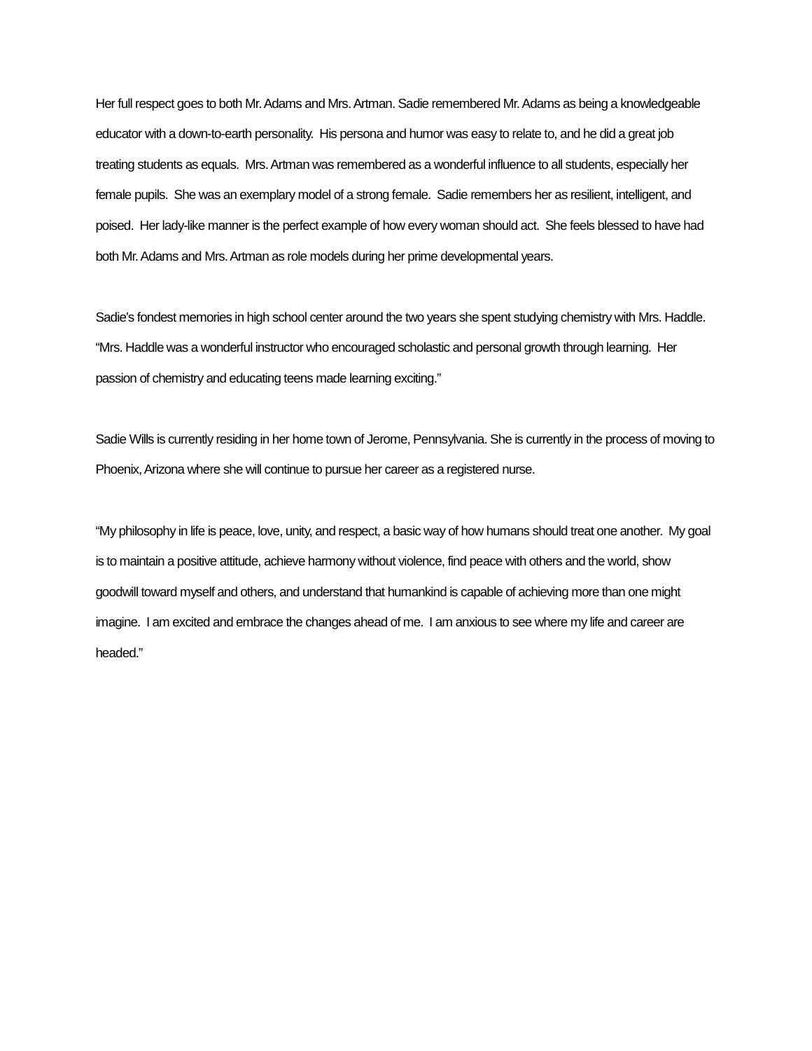Her full respect goes to both Mr. Adams and Mrs. Artman. Sadie remembered Mr. Adams as being a knowledgeable educator with a down-to-earth personality. His persona and humor was easy to relate to, and he did a great job treating students as equals. Mrs. Artman was remembered as a wonderful influence to all students, especially her female pupils. She was an exemplary model of a strong female. Sadie remembers her as resilient, intelligent, and poised. Her lady-like manner is the perfect example of how every woman should act. She feels blessed to have had both Mr. Adams and Mrs. Artman as role models during her prime developmental years.

Sadie's fondest memories in high school center around the two years she spent studying chemistry with Mrs. Haddle. "Mrs. Haddle was a wonderful instructor who encouraged scholastic and personal growth through learning. Her passion of chemistry and educating teens made learning exciting."

Sadie Wills is currently residing in her home town of Jerome, Pennsylvania. She is currently in the process of moving to Phoenix, Arizona where she will continue to pursue her career as a registered nurse.

"My philosophy in life is peace, love, unity, and respect, a basic way of how humans should treat one another. My goal is to maintain a positive attitude, achieve harmony without violence, find peace with others and the world, show goodwill toward myself and others, and understand that humankind is capable of achieving more than one might imagine. I am excited and embrace the changes ahead of me. I am anxious to see where my life and career are headed."